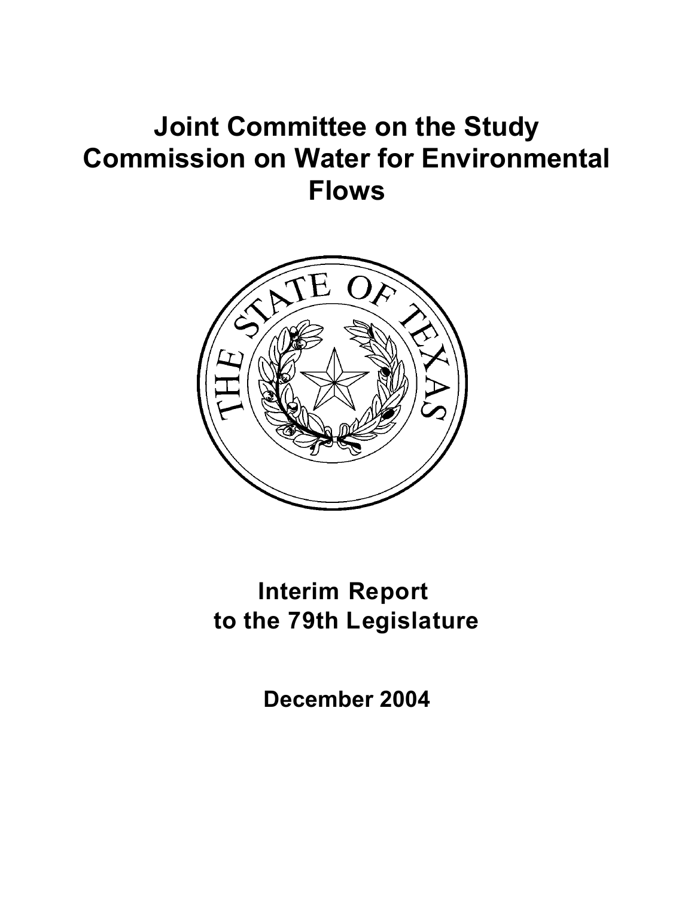# Joint Committee on the Study Commission on Water for Environmental Flows

## Interim Report to the 79th Legislature

**December 2004**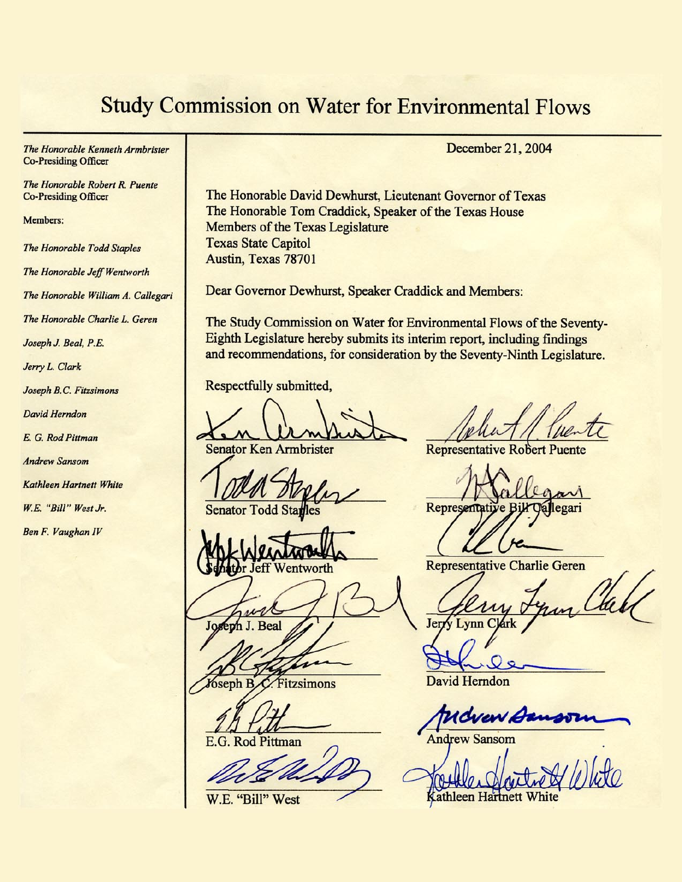# Study Commission on Water for Environmental Flows

*The Honorable Kenneth Armbrister*
Co-Presiding Officer

*The Honorable Robert R. Puente*
Co-Presiding Officer

Members:

*The Honorable Todd Staples*

*The Honorable Jeff Wentworth*

*The Honorable William A. Callegari*

*The Honorable Charlie L. Geren*

*Joseph J. Beal, P.E.*

*Jerry L. Clark*

*Joseph B.C. Fitzsimons*

*David Herndon*

*E. G. Rod Pittman*

*Andrew Sansom*

*Kathleen Hartnett White*

*W.E. "Bill" West Jr.*

*Ben F. Vaughan IV*

December 21, 2004

The Honorable David Dewhurst, Lieutenant Governor of Texas
The Honorable Tom Craddick, Speaker of the Texas House
Members of the Texas Legislature
Texas State Capitol
Austin, Texas 78701

Dear Governor Dewhurst, Speaker Craddick and Members:

The Study Commission on Water for Environmental Flows of the Seventy-Eighth Legislature hereby submits its interim report, including findings and recommendations, for consideration by the Seventy-Ninth Legislature.

Respectfully submitted,

Senator Ken Armbrister

Representative Robert Puente

Senator Todd Staples

Representative Bill Callegari

Senator Jeff Wentworth

Representative Charlie Geren

Joseph J. Beal

Jerry Lynn Clark

Joseph B. C. Fitzsimons

David Herndon

E.G. Rod Pittman

Andrew Sansom

W.E. "Bill" West

Kathleen Hartnett White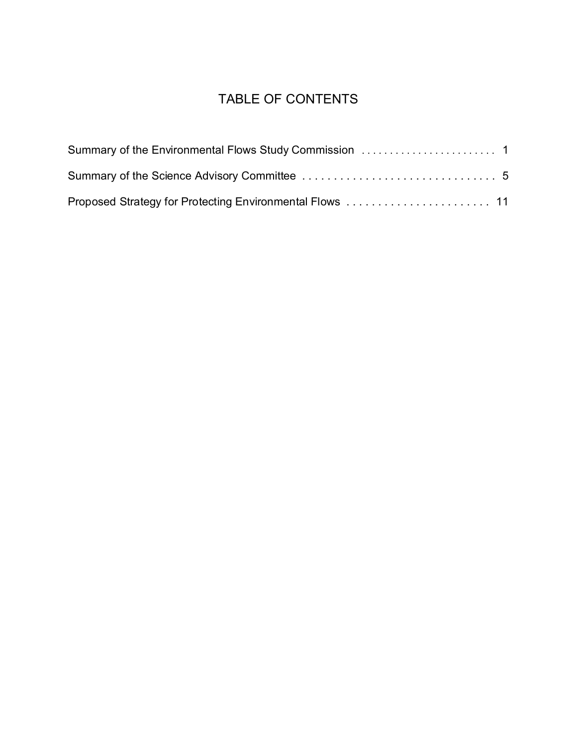# TABLE OF CONTENTS

Summary of the Environmental Flows Study Commission . . . . . . . . . . . . . . . . . . . . . . . . . 1

Summary of the Science Advisory Committee . . . . . . . . . . . . . . . . . . . . . . . . . . . . . . . . 5

Proposed Strategy for Protecting Environmental Flows . . . . . . . . . . . . . . . . . . . . . . . . 11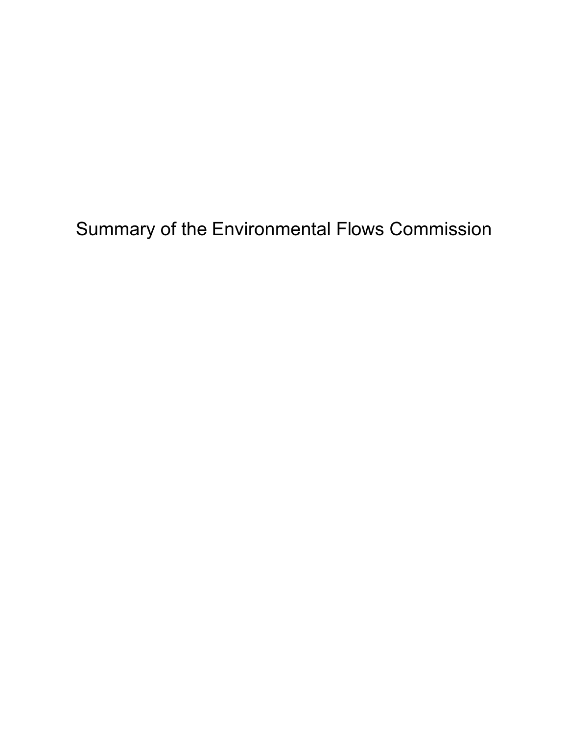# Summary of the Environmental Flows Commission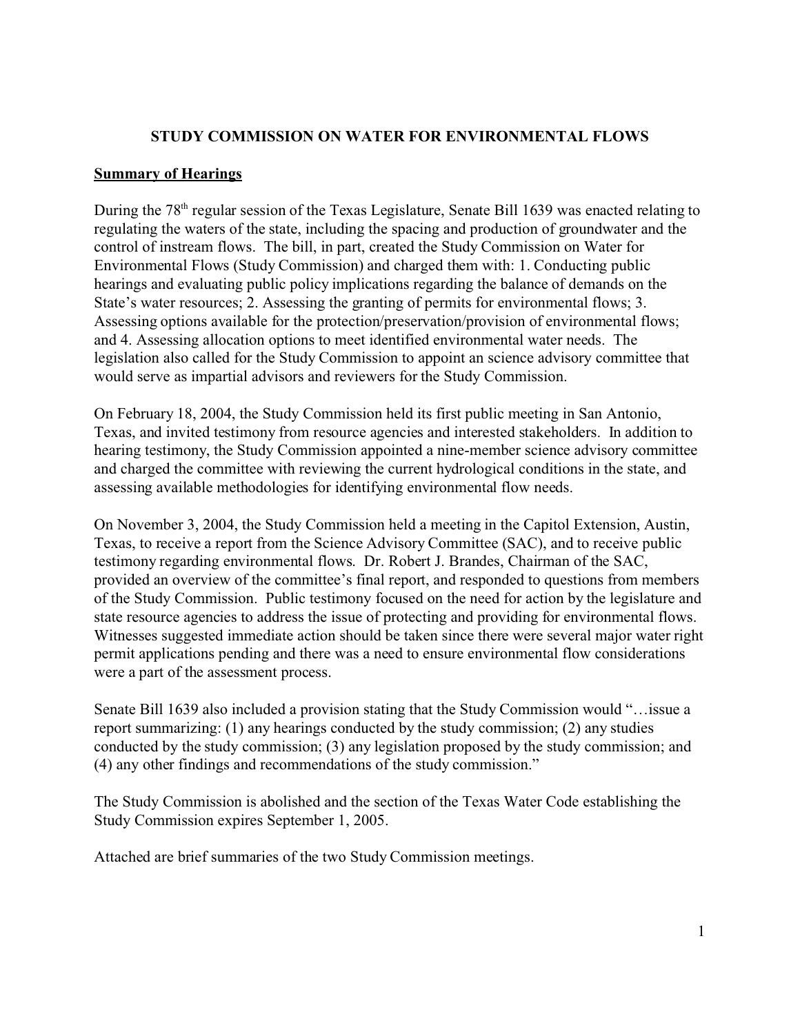## STUDY COMMISSION ON WATER FOR ENVIRONMENTAL FLOWS

**Summary of Hearings**

During the 78th regular session of the Texas Legislature, Senate Bill 1639 was enacted relating to regulating the waters of the state, including the spacing and production of groundwater and the control of instream flows. The bill, in part, created the Study Commission on Water for Environmental Flows (Study Commission) and charged them with: 1. Conducting public hearings and evaluating public policy implications regarding the balance of demands on the State's water resources; 2. Assessing the granting of permits for environmental flows; 3. Assessing options available for the protection/preservation/provision of environmental flows; and 4. Assessing allocation options to meet identified environmental water needs. The legislation also called for the Study Commission to appoint an science advisory committee that would serve as impartial advisors and reviewers for the Study Commission.

On February 18, 2004, the Study Commission held its first public meeting in San Antonio, Texas, and invited testimony from resource agencies and interested stakeholders. In addition to hearing testimony, the Study Commission appointed a nine-member science advisory committee and charged the committee with reviewing the current hydrological conditions in the state, and assessing available methodologies for identifying environmental flow needs.

On November 3, 2004, the Study Commission held a meeting in the Capitol Extension, Austin, Texas, to receive a report from the Science Advisory Committee (SAC), and to receive public testimony regarding environmental flows. Dr. Robert J. Brandes, Chairman of the SAC, provided an overview of the committee's final report, and responded to questions from members of the Study Commission. Public testimony focused on the need for action by the legislature and state resource agencies to address the issue of protecting and providing for environmental flows. Witnesses suggested immediate action should be taken since there were several major water right permit applications pending and there was a need to ensure environmental flow considerations were a part of the assessment process.

Senate Bill 1639 also included a provision stating that the Study Commission would "…issue a report summarizing: (1) any hearings conducted by the study commission; (2) any studies conducted by the study commission; (3) any legislation proposed by the study commission; and (4) any other findings and recommendations of the study commission."

The Study Commission is abolished and the section of the Texas Water Code establishing the Study Commission expires September 1, 2005.

Attached are brief summaries of the two Study Commission meetings.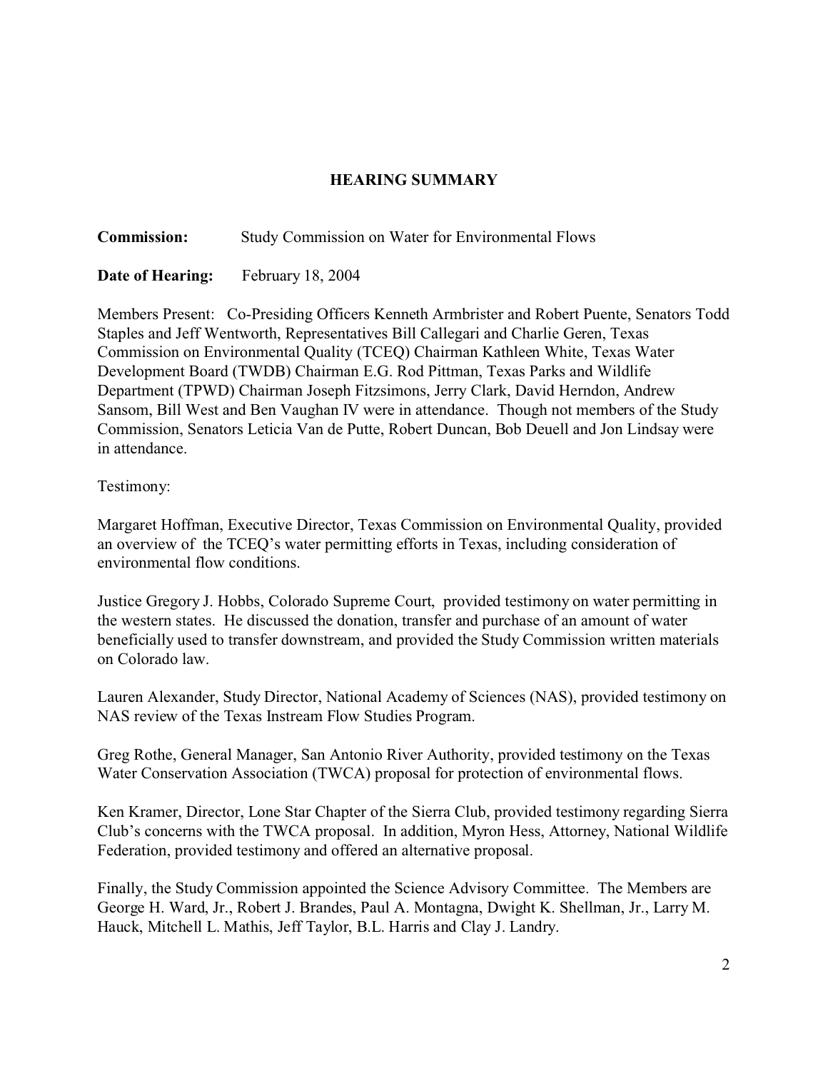# HEARING SUMMARY

**Commission:** Study Commission on Water for Environmental Flows

**Date of Hearing:** February 18, 2004

Members Present: Co-Presiding Officers Kenneth Armbrister and Robert Puente, Senators Todd Staples and Jeff Wentworth, Representatives Bill Callegari and Charlie Geren, Texas Commission on Environmental Quality (TCEQ) Chairman Kathleen White, Texas Water Development Board (TWDB) Chairman E.G. Rod Pittman, Texas Parks and Wildlife Department (TPWD) Chairman Joseph Fitzsimons, Jerry Clark, David Herndon, Andrew Sansom, Bill West and Ben Vaughan IV were in attendance. Though not members of the Study Commission, Senators Leticia Van de Putte, Robert Duncan, Bob Deuell and Jon Lindsay were in attendance.

Testimony:

Margaret Hoffman, Executive Director, Texas Commission on Environmental Quality, provided an overview of the TCEQ's water permitting efforts in Texas, including consideration of environmental flow conditions.

Justice Gregory J. Hobbs, Colorado Supreme Court, provided testimony on water permitting in the western states. He discussed the donation, transfer and purchase of an amount of water beneficially used to transfer downstream, and provided the Study Commission written materials on Colorado law.

Lauren Alexander, Study Director, National Academy of Sciences (NAS), provided testimony on NAS review of the Texas Instream Flow Studies Program.

Greg Rothe, General Manager, San Antonio River Authority, provided testimony on the Texas Water Conservation Association (TWCA) proposal for protection of environmental flows.

Ken Kramer, Director, Lone Star Chapter of the Sierra Club, provided testimony regarding Sierra Club's concerns with the TWCA proposal. In addition, Myron Hess, Attorney, National Wildlife Federation, provided testimony and offered an alternative proposal.

Finally, the Study Commission appointed the Science Advisory Committee. The Members are George H. Ward, Jr., Robert J. Brandes, Paul A. Montagna, Dwight K. Shellman, Jr., Larry M. Hauck, Mitchell L. Mathis, Jeff Taylor, B.L. Harris and Clay J. Landry.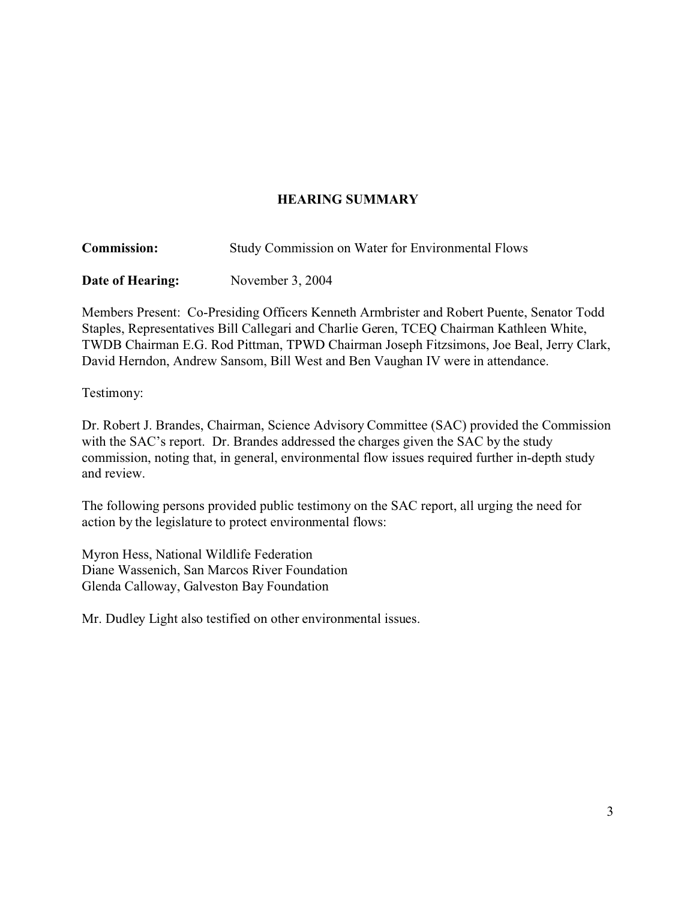## HEARING SUMMARY

**Commission:** Study Commission on Water for Environmental Flows

**Date of Hearing:** November 3, 2004

Members Present: Co-Presiding Officers Kenneth Armbrister and Robert Puente, Senator Todd Staples, Representatives Bill Callegari and Charlie Geren, TCEQ Chairman Kathleen White, TWDB Chairman E.G. Rod Pittman, TPWD Chairman Joseph Fitzsimons, Joe Beal, Jerry Clark, David Herndon, Andrew Sansom, Bill West and Ben Vaughan IV were in attendance.

Testimony:

Dr. Robert J. Brandes, Chairman, Science Advisory Committee (SAC) provided the Commission with the SAC's report. Dr. Brandes addressed the charges given the SAC by the study commission, noting that, in general, environmental flow issues required further in-depth study and review.

The following persons provided public testimony on the SAC report, all urging the need for action by the legislature to protect environmental flows:

Myron Hess, National Wildlife Federation
Diane Wassenich, San Marcos River Foundation
Glenda Calloway, Galveston Bay Foundation

Mr. Dudley Light also testified on other environmental issues.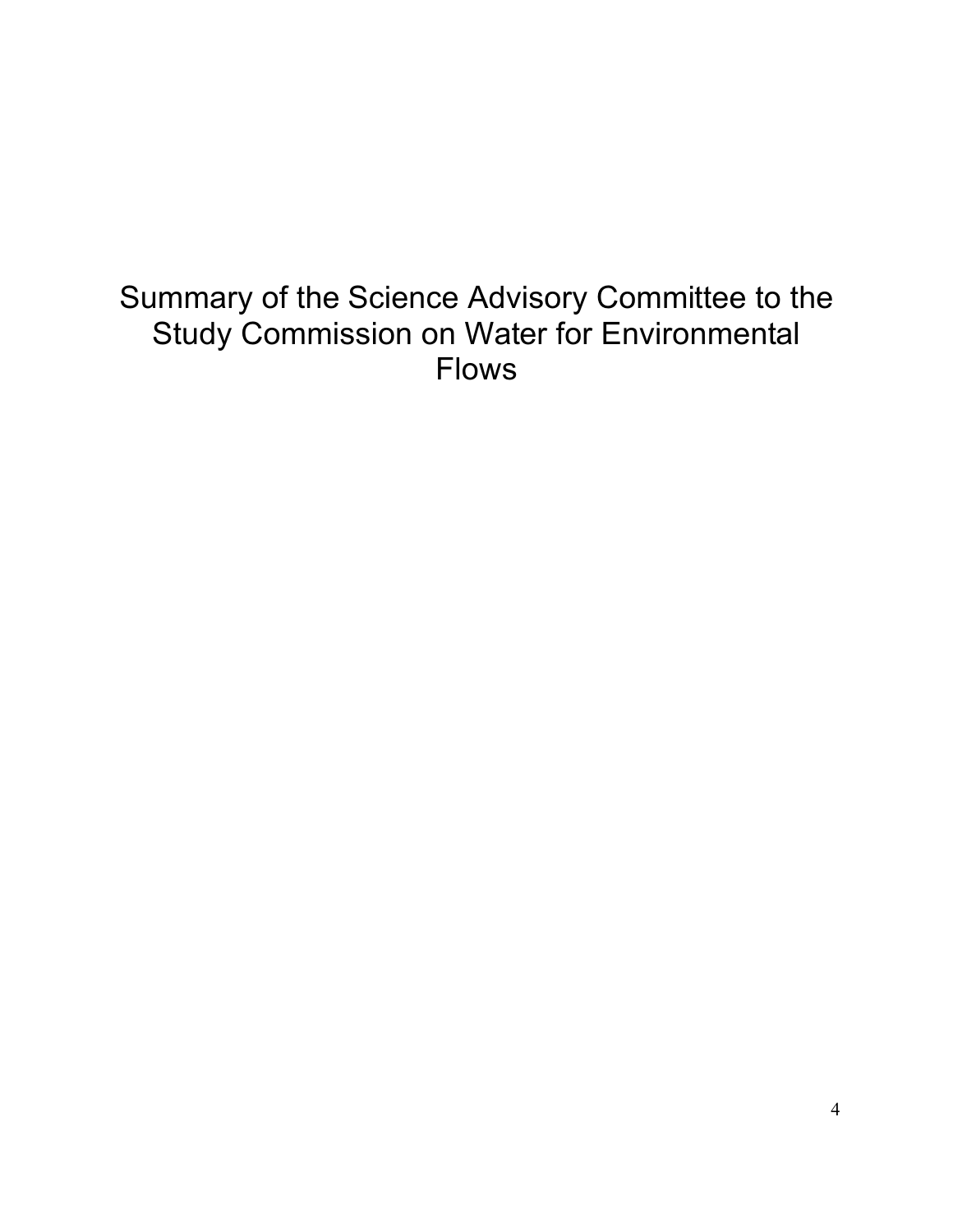# Summary of the Science Advisory Committee to the Study Commission on Water for Environmental Flows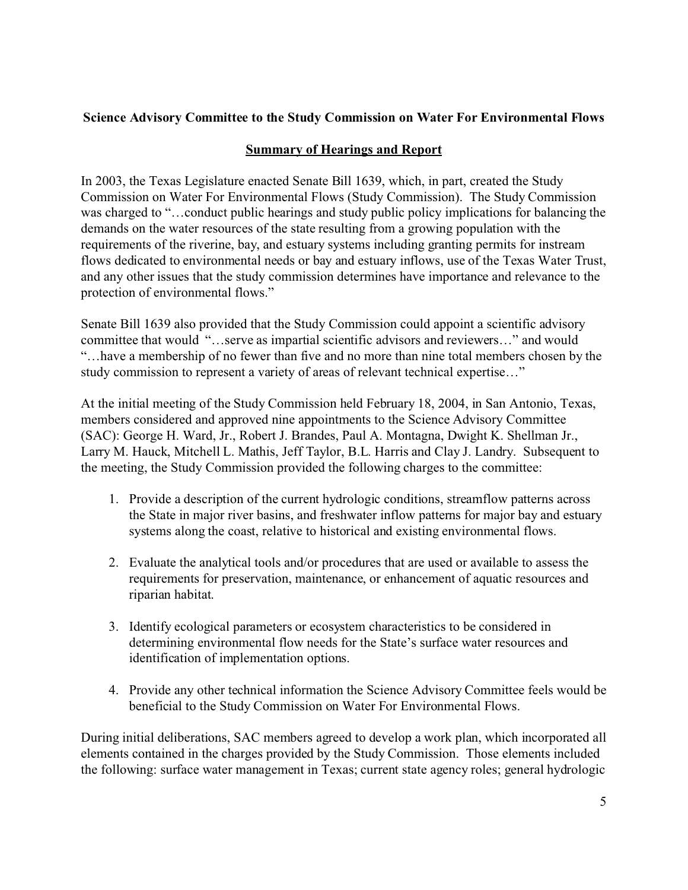**Science Advisory Committee to the Study Commission on Water For Environmental Flows**

**Summary of Hearings and Report**

In 2003, the Texas Legislature enacted Senate Bill 1639, which, in part, created the Study Commission on Water For Environmental Flows (Study Commission). The Study Commission was charged to "…conduct public hearings and study public policy implications for balancing the demands on the water resources of the state resulting from a growing population with the requirements of the riverine, bay, and estuary systems including granting permits for instream flows dedicated to environmental needs or bay and estuary inflows, use of the Texas Water Trust, and any other issues that the study commission determines have importance and relevance to the protection of environmental flows."

Senate Bill 1639 also provided that the Study Commission could appoint a scientific advisory committee that would "…serve as impartial scientific advisors and reviewers…" and would "…have a membership of no fewer than five and no more than nine total members chosen by the study commission to represent a variety of areas of relevant technical expertise…"

At the initial meeting of the Study Commission held February 18, 2004, in San Antonio, Texas, members considered and approved nine appointments to the Science Advisory Committee (SAC): George H. Ward, Jr., Robert J. Brandes, Paul A. Montagna, Dwight K. Shellman Jr., Larry M. Hauck, Mitchell L. Mathis, Jeff Taylor, B.L. Harris and Clay J. Landry. Subsequent to the meeting, the Study Commission provided the following charges to the committee:

1. Provide a description of the current hydrologic conditions, streamflow patterns across the State in major river basins, and freshwater inflow patterns for major bay and estuary systems along the coast, relative to historical and existing environmental flows.

2. Evaluate the analytical tools and/or procedures that are used or available to assess the requirements for preservation, maintenance, or enhancement of aquatic resources and riparian habitat.

3. Identify ecological parameters or ecosystem characteristics to be considered in determining environmental flow needs for the State's surface water resources and identification of implementation options.

4. Provide any other technical information the Science Advisory Committee feels would be beneficial to the Study Commission on Water For Environmental Flows.

During initial deliberations, SAC members agreed to develop a work plan, which incorporated all elements contained in the charges provided by the Study Commission. Those elements included the following: surface water management in Texas; current state agency roles; general hydrologic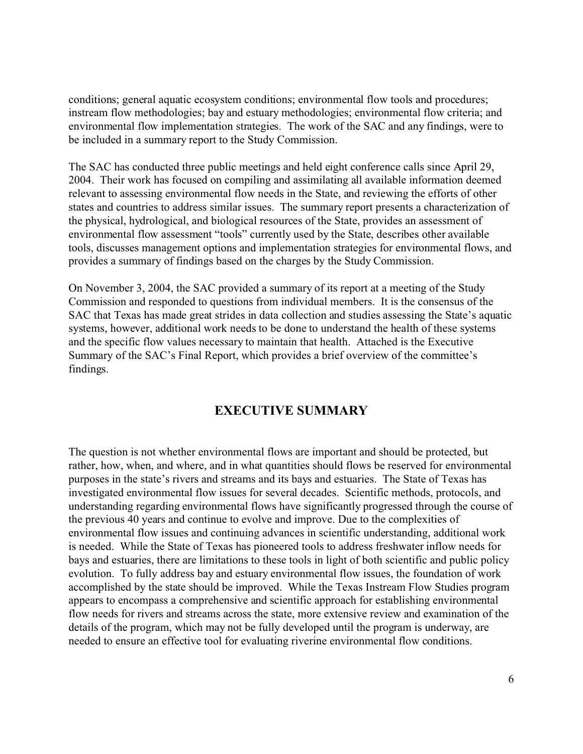conditions; general aquatic ecosystem conditions; environmental flow tools and procedures; instream flow methodologies; bay and estuary methodologies; environmental flow criteria; and environmental flow implementation strategies. The work of the SAC and any findings, were to be included in a summary report to the Study Commission.

The SAC has conducted three public meetings and held eight conference calls since April 29, 2004. Their work has focused on compiling and assimilating all available information deemed relevant to assessing environmental flow needs in the State, and reviewing the efforts of other states and countries to address similar issues. The summary report presents a characterization of the physical, hydrological, and biological resources of the State, provides an assessment of environmental flow assessment "tools" currently used by the State, describes other available tools, discusses management options and implementation strategies for environmental flows, and provides a summary of findings based on the charges by the Study Commission.

On November 3, 2004, the SAC provided a summary of its report at a meeting of the Study Commission and responded to questions from individual members. It is the consensus of the SAC that Texas has made great strides in data collection and studies assessing the State's aquatic systems, however, additional work needs to be done to understand the health of these systems and the specific flow values necessary to maintain that health. Attached is the Executive Summary of the SAC's Final Report, which provides a brief overview of the committee's findings.

## EXECUTIVE SUMMARY

The question is not whether environmental flows are important and should be protected, but rather, how, when, and where, and in what quantities should flows be reserved for environmental purposes in the state's rivers and streams and its bays and estuaries. The State of Texas has investigated environmental flow issues for several decades. Scientific methods, protocols, and understanding regarding environmental flows have significantly progressed through the course of the previous 40 years and continue to evolve and improve. Due to the complexities of environmental flow issues and continuing advances in scientific understanding, additional work is needed. While the State of Texas has pioneered tools to address freshwater inflow needs for bays and estuaries, there are limitations to these tools in light of both scientific and public policy evolution. To fully address bay and estuary environmental flow issues, the foundation of work accomplished by the state should be improved. While the Texas Instream Flow Studies program appears to encompass a comprehensive and scientific approach for establishing environmental flow needs for rivers and streams across the state, more extensive review and examination of the details of the program, which may not be fully developed until the program is underway, are needed to ensure an effective tool for evaluating riverine environmental flow conditions.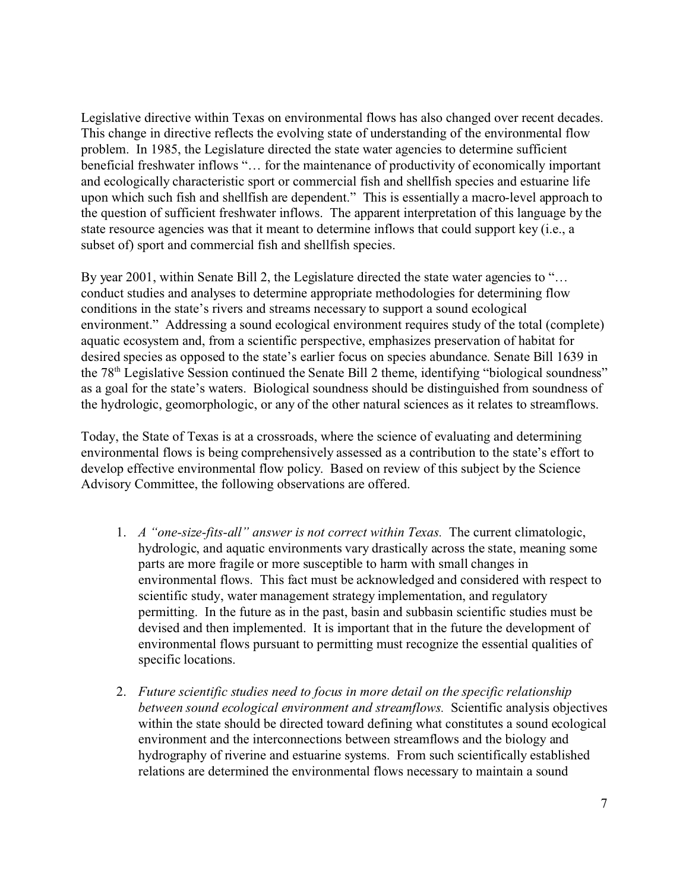Legislative directive within Texas on environmental flows has also changed over recent decades. This change in directive reflects the evolving state of understanding of the environmental flow problem. In 1985, the Legislature directed the state water agencies to determine sufficient beneficial freshwater inflows "… for the maintenance of productivity of economically important and ecologically characteristic sport or commercial fish and shellfish species and estuarine life upon which such fish and shellfish are dependent." This is essentially a macro-level approach to the question of sufficient freshwater inflows. The apparent interpretation of this language by the state resource agencies was that it meant to determine inflows that could support key (i.e., a subset of) sport and commercial fish and shellfish species.

By year 2001, within Senate Bill 2, the Legislature directed the state water agencies to "… conduct studies and analyses to determine appropriate methodologies for determining flow conditions in the state's rivers and streams necessary to support a sound ecological environment." Addressing a sound ecological environment requires study of the total (complete) aquatic ecosystem and, from a scientific perspective, emphasizes preservation of habitat for desired species as opposed to the state's earlier focus on species abundance. Senate Bill 1639 in the 78th Legislative Session continued the Senate Bill 2 theme, identifying "biological soundness" as a goal for the state's waters. Biological soundness should be distinguished from soundness of the hydrologic, geomorphologic, or any of the other natural sciences as it relates to streamflows.

Today, the State of Texas is at a crossroads, where the science of evaluating and determining environmental flows is being comprehensively assessed as a contribution to the state's effort to develop effective environmental flow policy. Based on review of this subject by the Science Advisory Committee, the following observations are offered.

1. *A "one-size-fits-all" answer is not correct within Texas.* The current climatologic, hydrologic, and aquatic environments vary drastically across the state, meaning some parts are more fragile or more susceptible to harm with small changes in environmental flows. This fact must be acknowledged and considered with respect to scientific study, water management strategy implementation, and regulatory permitting. In the future as in the past, basin and subbasin scientific studies must be devised and then implemented. It is important that in the future the development of environmental flows pursuant to permitting must recognize the essential qualities of specific locations.

2. *Future scientific studies need to focus in more detail on the specific relationship between sound ecological environment and streamflows.* Scientific analysis objectives within the state should be directed toward defining what constitutes a sound ecological environment and the interconnections between streamflows and the biology and hydrography of riverine and estuarine systems. From such scientifically established relations are determined the environmental flows necessary to maintain a sound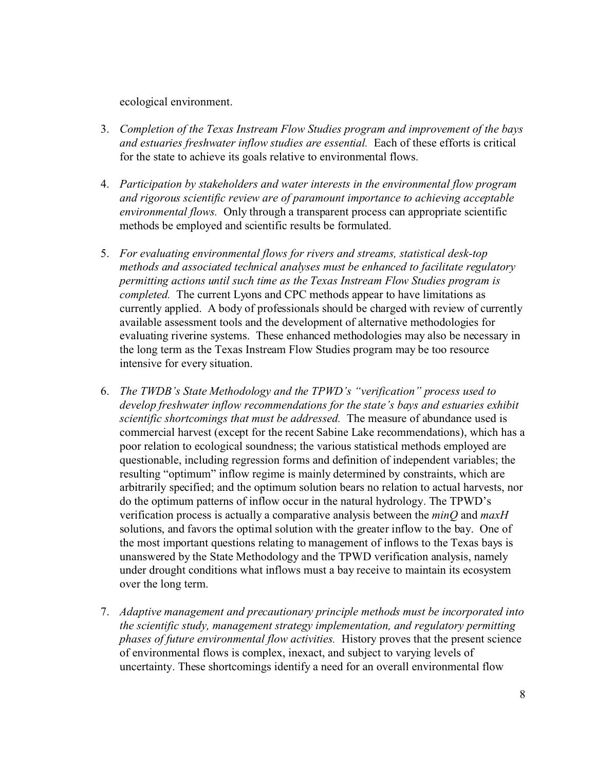ecological environment.

3. *Completion of the Texas Instream Flow Studies program and improvement of the bays and estuaries freshwater inflow studies are essential.* Each of these efforts is critical for the state to achieve its goals relative to environmental flows.

4. *Participation by stakeholders and water interests in the environmental flow program and rigorous scientific review are of paramount importance to achieving acceptable environmental flows.* Only through a transparent process can appropriate scientific methods be employed and scientific results be formulated.

5. *For evaluating environmental flows for rivers and streams, statistical desk-top methods and associated technical analyses must be enhanced to facilitate regulatory permitting actions until such time as the Texas Instream Flow Studies program is completed.* The current Lyons and CPC methods appear to have limitations as currently applied. A body of professionals should be charged with review of currently available assessment tools and the development of alternative methodologies for evaluating riverine systems. These enhanced methodologies may also be necessary in the long term as the Texas Instream Flow Studies program may be too resource intensive for every situation.

6. *The TWDB's State Methodology and the TPWD's "verification" process used to develop freshwater inflow recommendations for the state's bays and estuaries exhibit scientific shortcomings that must be addressed.* The measure of abundance used is commercial harvest (except for the recent Sabine Lake recommendations), which has a poor relation to ecological soundness; the various statistical methods employed are questionable, including regression forms and definition of independent variables; the resulting "optimum" inflow regime is mainly determined by constraints, which are arbitrarily specified; and the optimum solution bears no relation to actual harvests, nor do the optimum patterns of inflow occur in the natural hydrology. The TPWD's verification process is actually a comparative analysis between the *minQ* and *maxH* solutions, and favors the optimal solution with the greater inflow to the bay. One of the most important questions relating to management of inflows to the Texas bays is unanswered by the State Methodology and the TPWD verification analysis, namely under drought conditions what inflows must a bay receive to maintain its ecosystem over the long term.

7. *Adaptive management and precautionary principle methods must be incorporated into the scientific study, management strategy implementation, and regulatory permitting phases of future environmental flow activities.* History proves that the present science of environmental flows is complex, inexact, and subject to varying levels of uncertainty. These shortcomings identify a need for an overall environmental flow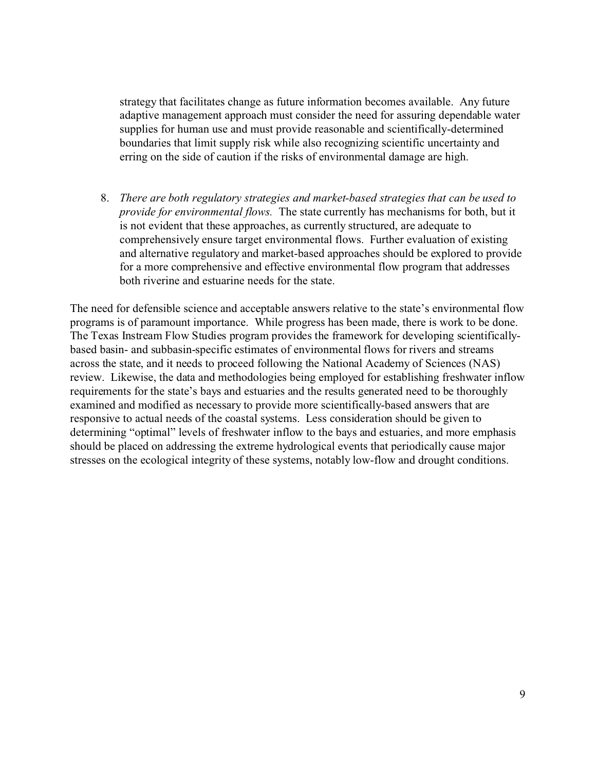strategy that facilitates change as future information becomes available. Any future adaptive management approach must consider the need for assuring dependable water supplies for human use and must provide reasonable and scientifically-determined boundaries that limit supply risk while also recognizing scientific uncertainty and erring on the side of caution if the risks of environmental damage are high.

8. *There are both regulatory strategies and market-based strategies that can be used to provide for environmental flows.* The state currently has mechanisms for both, but it is not evident that these approaches, as currently structured, are adequate to comprehensively ensure target environmental flows. Further evaluation of existing and alternative regulatory and market-based approaches should be explored to provide for a more comprehensive and effective environmental flow program that addresses both riverine and estuarine needs for the state.

The need for defensible science and acceptable answers relative to the state's environmental flow programs is of paramount importance. While progress has been made, there is work to be done. The Texas Instream Flow Studies program provides the framework for developing scientifically-based basin- and subbasin-specific estimates of environmental flows for rivers and streams across the state, and it needs to proceed following the National Academy of Sciences (NAS) review. Likewise, the data and methodologies being employed for establishing freshwater inflow requirements for the state's bays and estuaries and the results generated need to be thoroughly examined and modified as necessary to provide more scientifically-based answers that are responsive to actual needs of the coastal systems. Less consideration should be given to determining "optimal" levels of freshwater inflow to the bays and estuaries, and more emphasis should be placed on addressing the extreme hydrological events that periodically cause major stresses on the ecological integrity of these systems, notably low-flow and drought conditions.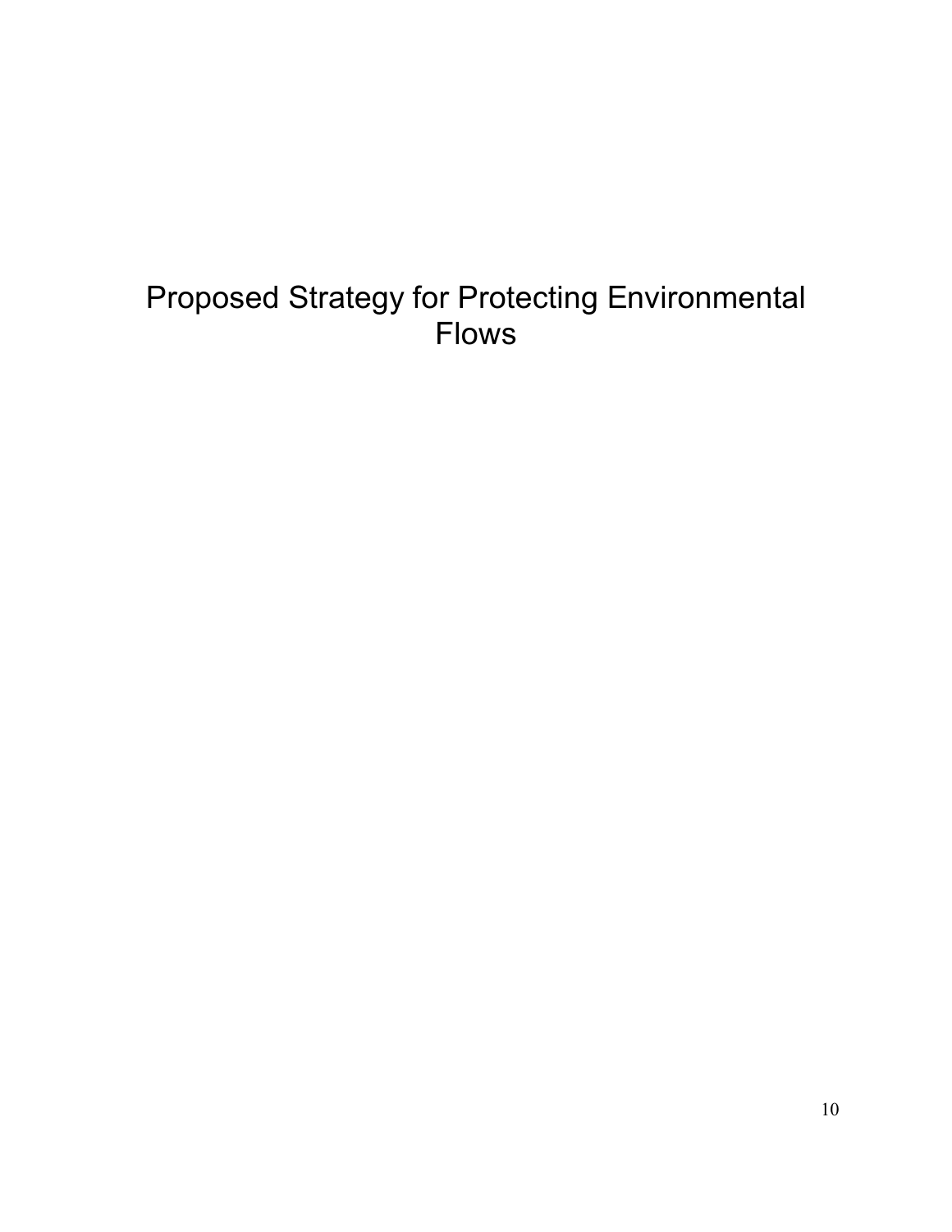# Proposed Strategy for Protecting Environmental Flows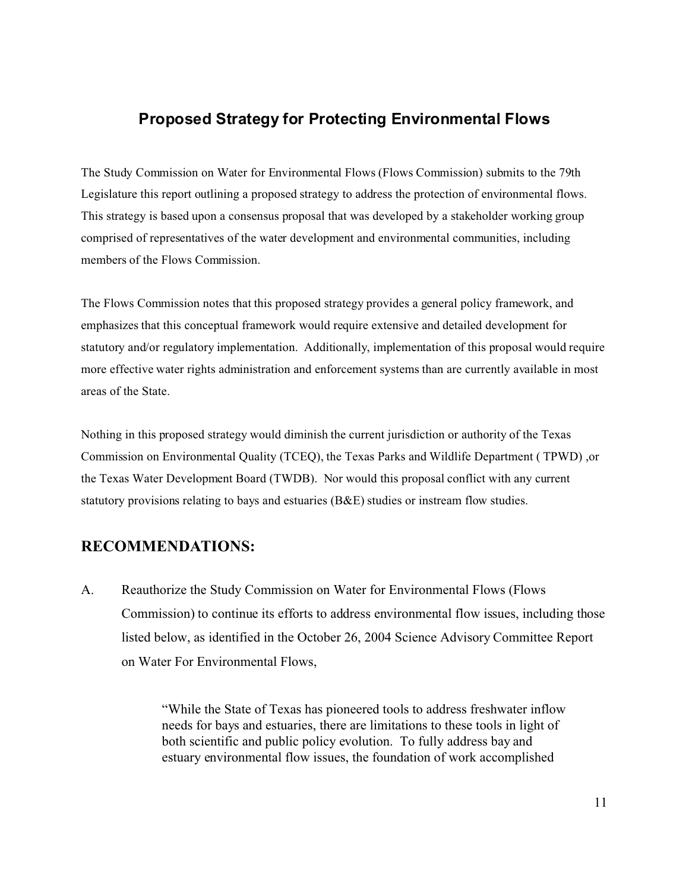## Proposed Strategy for Protecting Environmental Flows

The Study Commission on Water for Environmental Flows (Flows Commission) submits to the 79th Legislature this report outlining a proposed strategy to address the protection of environmental flows. This strategy is based upon a consensus proposal that was developed by a stakeholder working group comprised of representatives of the water development and environmental communities, including members of the Flows Commission.

The Flows Commission notes that this proposed strategy provides a general policy framework, and emphasizes that this conceptual framework would require extensive and detailed development for statutory and/or regulatory implementation. Additionally, implementation of this proposal would require more effective water rights administration and enforcement systems than are currently available in most areas of the State.

Nothing in this proposed strategy would diminish the current jurisdiction or authority of the Texas Commission on Environmental Quality (TCEQ), the Texas Parks and Wildlife Department ( TPWD) ,or the Texas Water Development Board (TWDB). Nor would this proposal conflict with any current statutory provisions relating to bays and estuaries (B&E) studies or instream flow studies.

## RECOMMENDATIONS:

A. Reauthorize the Study Commission on Water for Environmental Flows (Flows Commission) to continue its efforts to address environmental flow issues, including those listed below, as identified in the October 26, 2004 Science Advisory Committee Report on Water For Environmental Flows,

> "While the State of Texas has pioneered tools to address freshwater inflow needs for bays and estuaries, there are limitations to these tools in light of both scientific and public policy evolution. To fully address bay and estuary environmental flow issues, the foundation of work accomplished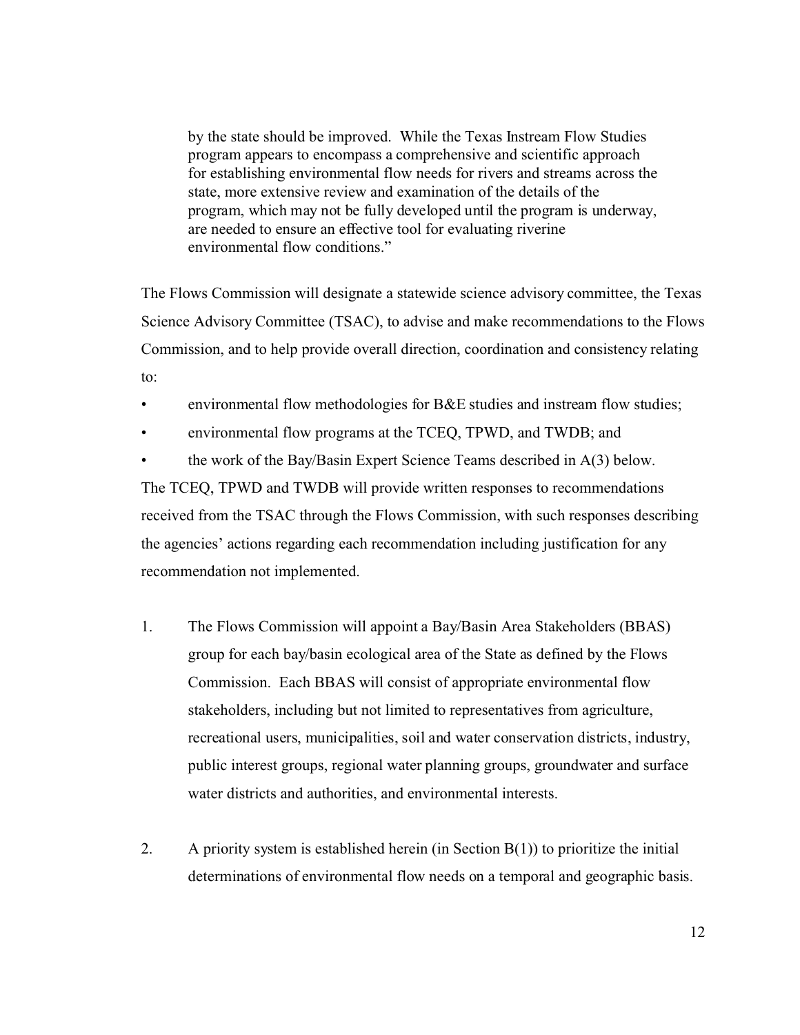> by the state should be improved. While the Texas Instream Flow Studies program appears to encompass a comprehensive and scientific approach for establishing environmental flow needs for rivers and streams across the state, more extensive review and examination of the details of the program, which may not be fully developed until the program is underway, are needed to ensure an effective tool for evaluating riverine environmental flow conditions."

The Flows Commission will designate a statewide science advisory committee, the Texas Science Advisory Committee (TSAC), to advise and make recommendations to the Flows Commission, and to help provide overall direction, coordination and consistency relating to:

- environmental flow methodologies for B&E studies and instream flow studies;
- environmental flow programs at the TCEQ, TPWD, and TWDB; and
- the work of the Bay/Basin Expert Science Teams described in A(3) below.

The TCEQ, TPWD and TWDB will provide written responses to recommendations received from the TSAC through the Flows Commission, with such responses describing the agencies' actions regarding each recommendation including justification for any recommendation not implemented.

1. The Flows Commission will appoint a Bay/Basin Area Stakeholders (BBAS) group for each bay/basin ecological area of the State as defined by the Flows Commission. Each BBAS will consist of appropriate environmental flow stakeholders, including but not limited to representatives from agriculture, recreational users, municipalities, soil and water conservation districts, industry, public interest groups, regional water planning groups, groundwater and surface water districts and authorities, and environmental interests.

2. A priority system is established herein (in Section B(1)) to prioritize the initial determinations of environmental flow needs on a temporal and geographic basis.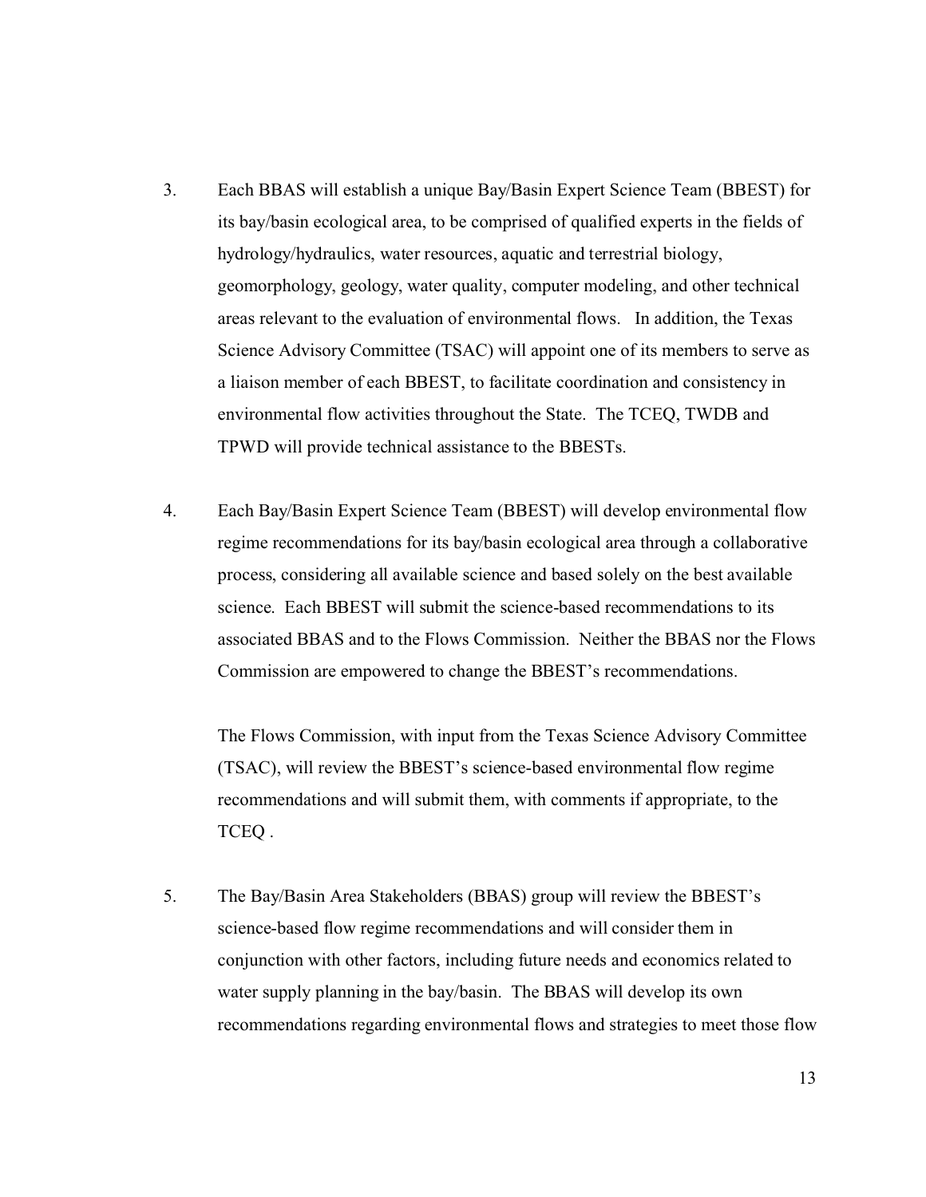3. Each BBAS will establish a unique Bay/Basin Expert Science Team (BBEST) for its bay/basin ecological area, to be comprised of qualified experts in the fields of hydrology/hydraulics, water resources, aquatic and terrestrial biology, geomorphology, geology, water quality, computer modeling, and other technical areas relevant to the evaluation of environmental flows. In addition, the Texas Science Advisory Committee (TSAC) will appoint one of its members to serve as a liaison member of each BBEST, to facilitate coordination and consistency in environmental flow activities throughout the State. The TCEQ, TWDB and TPWD will provide technical assistance to the BBESTs.

4. Each Bay/Basin Expert Science Team (BBEST) will develop environmental flow regime recommendations for its bay/basin ecological area through a collaborative process, considering all available science and based solely on the best available science. Each BBEST will submit the science-based recommendations to its associated BBAS and to the Flows Commission. Neither the BBAS nor the Flows Commission are empowered to change the BBEST's recommendations.

   The Flows Commission, with input from the Texas Science Advisory Committee (TSAC), will review the BBEST's science-based environmental flow regime recommendations and will submit them, with comments if appropriate, to the TCEQ .

5. The Bay/Basin Area Stakeholders (BBAS) group will review the BBEST's science-based flow regime recommendations and will consider them in conjunction with other factors, including future needs and economics related to water supply planning in the bay/basin. The BBAS will develop its own recommendations regarding environmental flows and strategies to meet those flow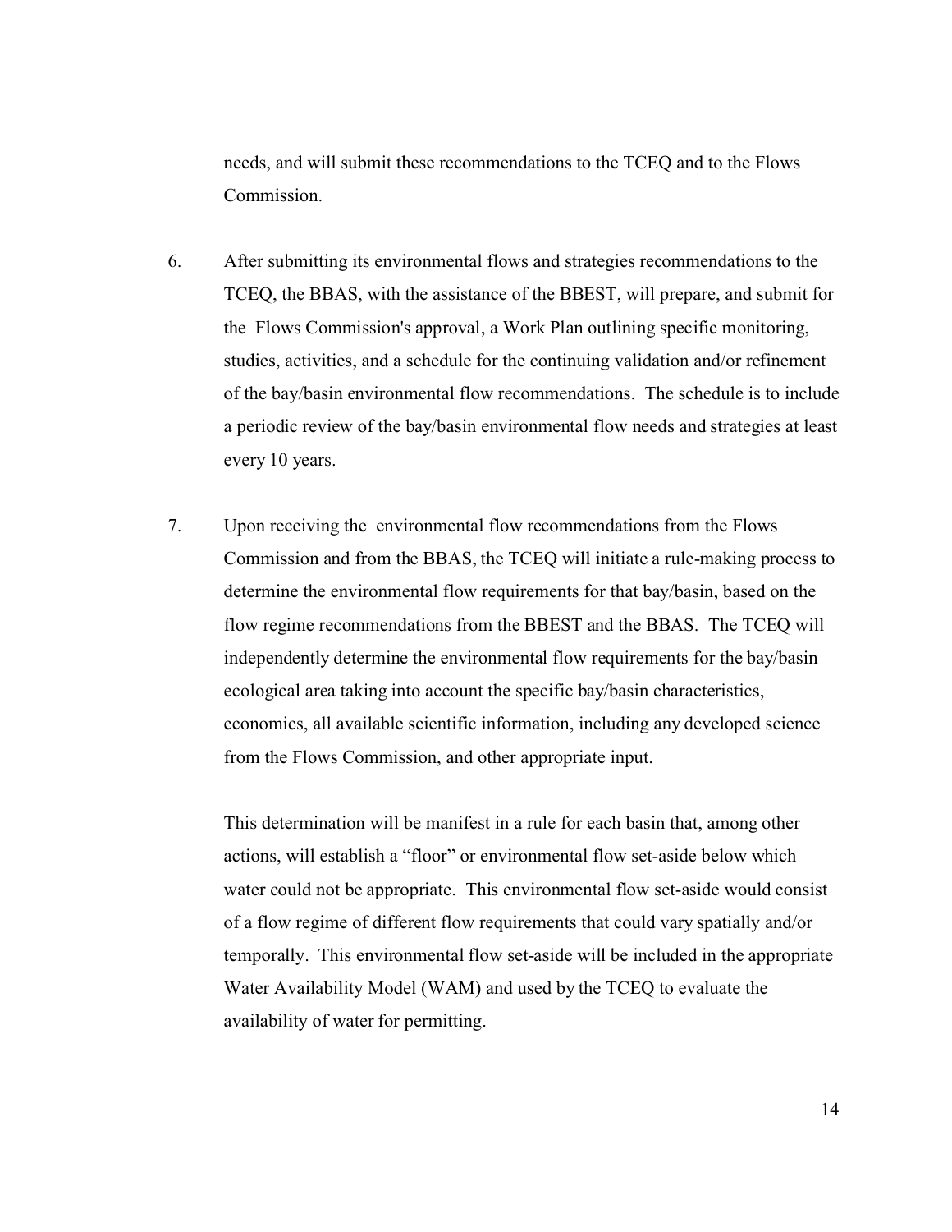needs, and will submit these recommendations to the TCEQ and to the Flows Commission.

6. After submitting its environmental flows and strategies recommendations to the TCEQ, the BBAS, with the assistance of the BBEST, will prepare, and submit for the Flows Commission's approval, a Work Plan outlining specific monitoring, studies, activities, and a schedule for the continuing validation and/or refinement of the bay/basin environmental flow recommendations. The schedule is to include a periodic review of the bay/basin environmental flow needs and strategies at least every 10 years.

7. Upon receiving the environmental flow recommendations from the Flows Commission and from the BBAS, the TCEQ will initiate a rule-making process to determine the environmental flow requirements for that bay/basin, based on the flow regime recommendations from the BBEST and the BBAS. The TCEQ will independently determine the environmental flow requirements for the bay/basin ecological area taking into account the specific bay/basin characteristics, economics, all available scientific information, including any developed science from the Flows Commission, and other appropriate input.

   This determination will be manifest in a rule for each basin that, among other actions, will establish a "floor" or environmental flow set-aside below which water could not be appropriate. This environmental flow set-aside would consist of a flow regime of different flow requirements that could vary spatially and/or temporally. This environmental flow set-aside will be included in the appropriate Water Availability Model (WAM) and used by the TCEQ to evaluate the availability of water for permitting.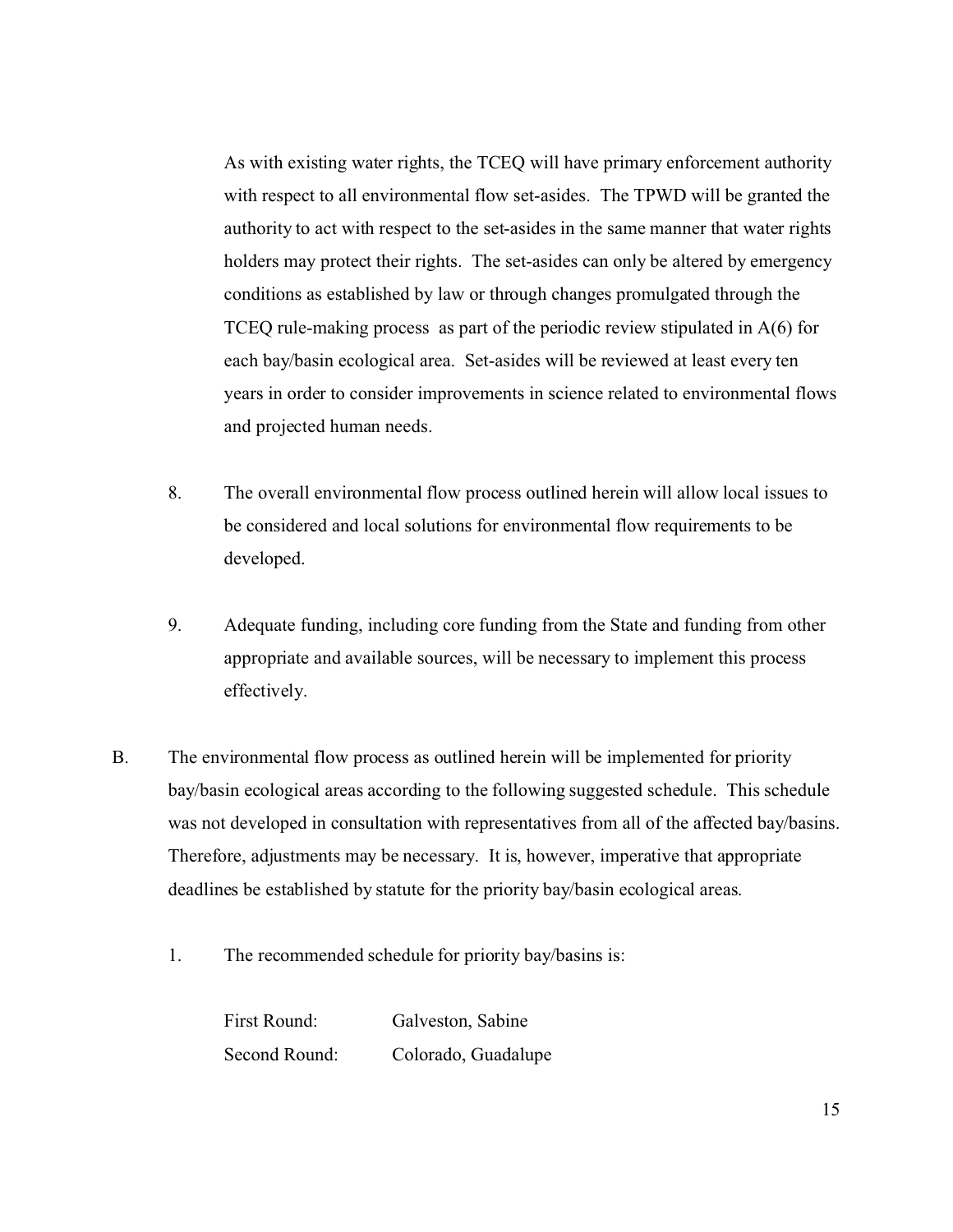As with existing water rights, the TCEQ will have primary enforcement authority with respect to all environmental flow set-asides. The TPWD will be granted the authority to act with respect to the set-asides in the same manner that water rights holders may protect their rights. The set-asides can only be altered by emergency conditions as established by law or through changes promulgated through the TCEQ rule-making process as part of the periodic review stipulated in A(6) for each bay/basin ecological area. Set-asides will be reviewed at least every ten years in order to consider improvements in science related to environmental flows and projected human needs.

8. The overall environmental flow process outlined herein will allow local issues to be considered and local solutions for environmental flow requirements to be developed.

9. Adequate funding, including core funding from the State and funding from other appropriate and available sources, will be necessary to implement this process effectively.

B. The environmental flow process as outlined herein will be implemented for priority bay/basin ecological areas according to the following suggested schedule. This schedule was not developed in consultation with representatives from all of the affected bay/basins. Therefore, adjustments may be necessary. It is, however, imperative that appropriate deadlines be established by statute for the priority bay/basin ecological areas.

1. The recommended schedule for priority bay/basins is:

   First Round: Galveston, Sabine

   Second Round: Colorado, Guadalupe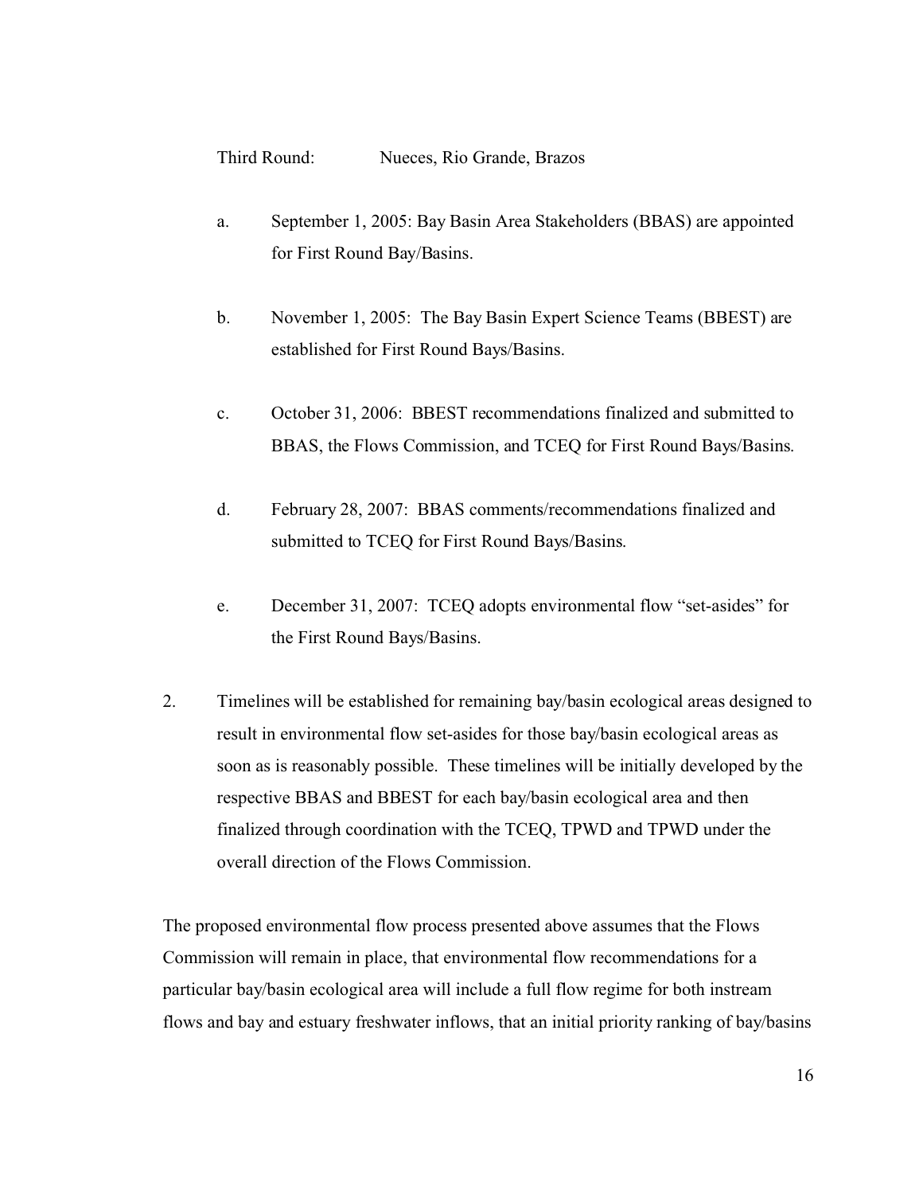Third Round: Nueces, Rio Grande, Brazos

a. September 1, 2005: Bay Basin Area Stakeholders (BBAS) are appointed for First Round Bay/Basins.

b. November 1, 2005: The Bay Basin Expert Science Teams (BBEST) are established for First Round Bays/Basins.

c. October 31, 2006: BBEST recommendations finalized and submitted to BBAS, the Flows Commission, and TCEQ for First Round Bays/Basins.

d. February 28, 2007: BBAS comments/recommendations finalized and submitted to TCEQ for First Round Bays/Basins.

e. December 31, 2007: TCEQ adopts environmental flow "set-asides" for the First Round Bays/Basins.

2. Timelines will be established for remaining bay/basin ecological areas designed to result in environmental flow set-asides for those bay/basin ecological areas as soon as is reasonably possible. These timelines will be initially developed by the respective BBAS and BBEST for each bay/basin ecological area and then finalized through coordination with the TCEQ, TPWD and TPWD under the overall direction of the Flows Commission.

The proposed environmental flow process presented above assumes that the Flows Commission will remain in place, that environmental flow recommendations for a particular bay/basin ecological area will include a full flow regime for both instream flows and bay and estuary freshwater inflows, that an initial priority ranking of bay/basins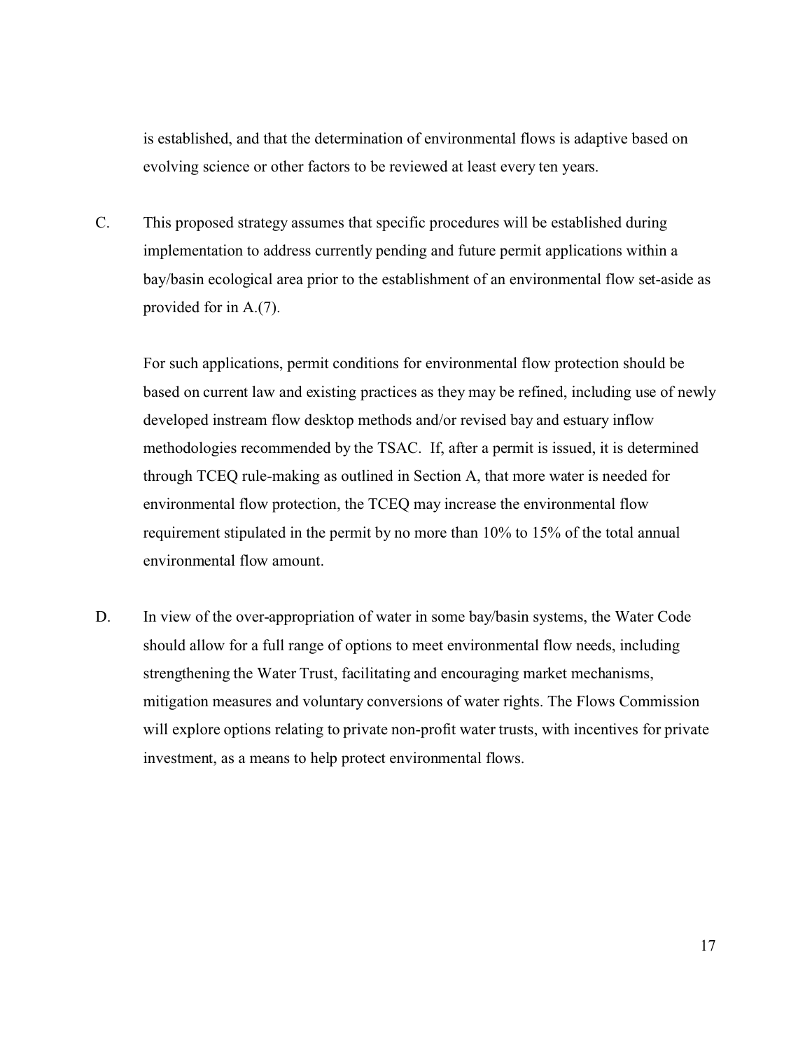is established, and that the determination of environmental flows is adaptive based on evolving science or other factors to be reviewed at least every ten years.

C. This proposed strategy assumes that specific procedures will be established during implementation to address currently pending and future permit applications within a bay/basin ecological area prior to the establishment of an environmental flow set-aside as provided for in A.(7).

For such applications, permit conditions for environmental flow protection should be based on current law and existing practices as they may be refined, including use of newly developed instream flow desktop methods and/or revised bay and estuary inflow methodologies recommended by the TSAC. If, after a permit is issued, it is determined through TCEQ rule-making as outlined in Section A, that more water is needed for environmental flow protection, the TCEQ may increase the environmental flow requirement stipulated in the permit by no more than 10% to 15% of the total annual environmental flow amount.

D. In view of the over-appropriation of water in some bay/basin systems, the Water Code should allow for a full range of options to meet environmental flow needs, including strengthening the Water Trust, facilitating and encouraging market mechanisms, mitigation measures and voluntary conversions of water rights. The Flows Commission will explore options relating to private non-profit water trusts, with incentives for private investment, as a means to help protect environmental flows.